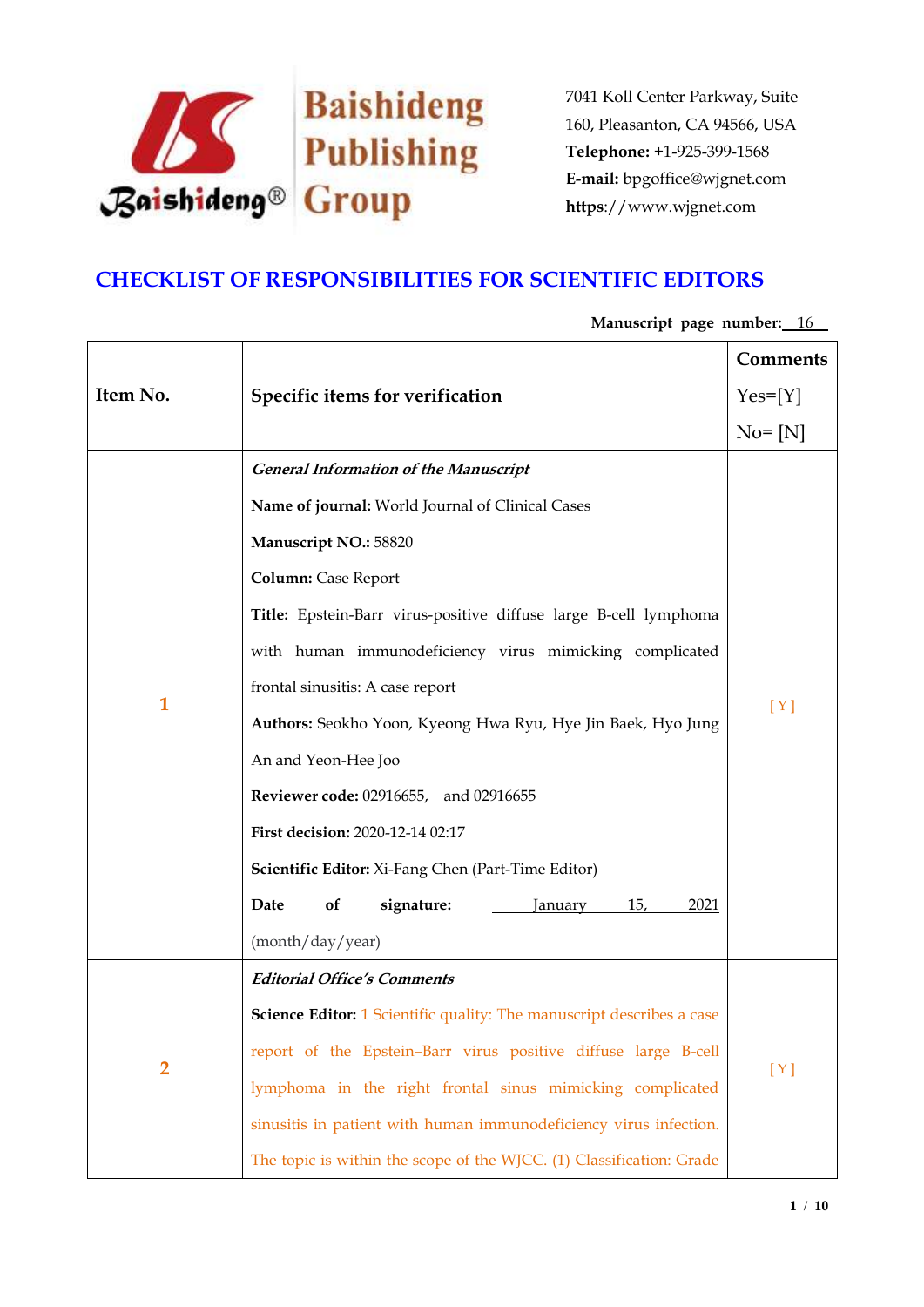Baishideng Publishing Group

7041 Koll Center Parkway, Suite 160, Pleasanton, CA 94566, USA
**Telephone:** +1-925-399-1568
**E-mail:** bpgoffice@wjgnet.com
**https**://www.wjgnet.com

# CHECKLIST OF RESPONSIBILITIES FOR SCIENTIFIC EDITORS

**Manuscript page number:** 16

| Item No. | Specific items for verification | Comments Yes=[Y] No= [N] |
|---|---|---|
| 1 | ***General Information of the Manuscript*** <br> **Name of journal:** World Journal of Clinical Cases <br> **Manuscript NO.:** 58820 <br> **Column:** Case Report <br> **Title:** Epstein-Barr virus-positive diffuse large B-cell lymphoma with human immunodeficiency virus mimicking complicated frontal sinusitis: A case report <br> **Authors:** Seokho Yoon, Kyeong Hwa Ryu, Hye Jin Baek, Hyo Jung An and Yeon-Hee Joo <br> **Reviewer code:** 02916655, and 02916655 <br> **First decision:** 2020-12-14 02:17 <br> **Scientific Editor:** Xi-Fang Chen (Part-Time Editor) <br> **Date of signature:** January 15, 2021 (month/day/year) | [ Y ] |
| 2 | ***Editorial Office's Comments*** <br> **Science Editor:** 1 Scientific quality: The manuscript describes a case report of the Epstein–Barr virus positive diffuse large B-cell lymphoma in the right frontal sinus mimicking complicated sinusitis in patient with human immunodeficiency virus infection. The topic is within the scope of the WJCC. (1) Classification: Grade | [ Y ] |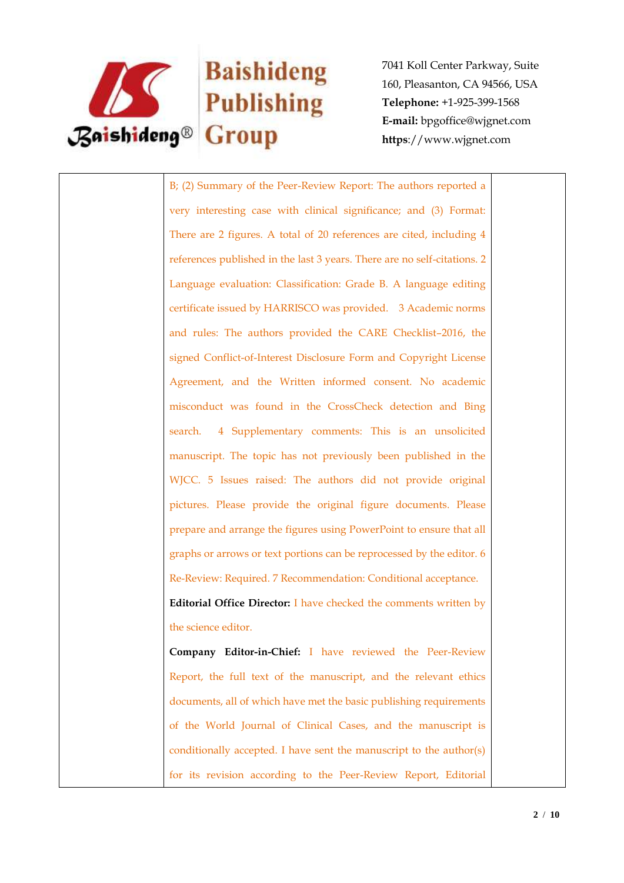| | B; (2) Summary of the Peer-Review Report: The authors reported a very interesting case with clinical significance; and (3) Format: There are 2 figures. A total of 20 references are cited, including 4 references published in the last 3 years. There are no self-citations. 2 Language evaluation: Classification: Grade B. A language editing certificate issued by HARRISCO was provided. 3 Academic norms and rules: The authors provided the CARE Checklist–2016, the signed Conflict-of-Interest Disclosure Form and Copyright License Agreement, and the Written informed consent. No academic misconduct was found in the CrossCheck detection and Bing search. 4 Supplementary comments: This is an unsolicited manuscript. The topic has not previously been published in the WJCC. 5 Issues raised: The authors did not provide original pictures. Please provide the original figure documents. Please prepare and arrange the figures using PowerPoint to ensure that all graphs or arrows or text portions can be reprocessed by the editor. 6 Re-Review: Required. 7 Recommendation: Conditional acceptance.<br>**Editorial Office Director:** I have checked the comments written by the science editor.<br>**Company Editor-in-Chief:** I have reviewed the Peer-Review Report, the full text of the manuscript, and the relevant ethics documents, all of which have met the basic publishing requirements of the World Journal of Clinical Cases, and the manuscript is conditionally accepted. I have sent the manuscript to the author(s) for its revision according to the Peer-Review Report, Editorial | |
|---|---|---|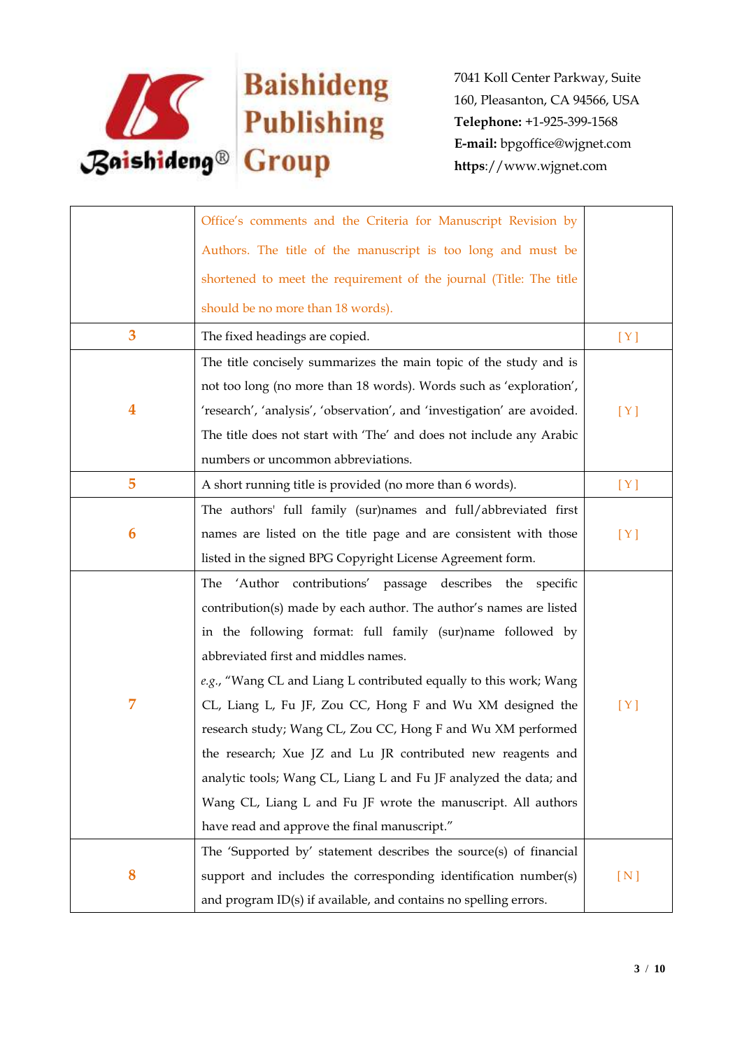| | | |
|---|---|---|
| | Office's comments and the Criteria for Manuscript Revision by Authors. The title of the manuscript is too long and must be shortened to meet the requirement of the journal (Title: The title should be no more than 18 words). | |
| 3 | The fixed headings are copied. | [ Y ] |
| 4 | The title concisely summarizes the main topic of the study and is not too long (no more than 18 words). Words such as 'exploration', 'research', 'analysis', 'observation', and 'investigation' are avoided. The title does not start with 'The' and does not include any Arabic numbers or uncommon abbreviations. | [ Y ] |
| 5 | A short running title is provided (no more than 6 words). | [ Y ] |
| 6 | The authors' full family (sur)names and full/abbreviated first names are listed on the title page and are consistent with those listed in the signed BPG Copyright License Agreement form. | [ Y ] |
| 7 | The 'Author contributions' passage describes the specific contribution(s) made by each author. The author's names are listed in the following format: full family (sur)name followed by abbreviated first and middles names. *e.g.*, "Wang CL and Liang L contributed equally to this work; Wang CL, Liang L, Fu JF, Zou CC, Hong F and Wu XM designed the research study; Wang CL, Zou CC, Hong F and Wu XM performed the research; Xue JZ and Lu JR contributed new reagents and analytic tools; Wang CL, Liang L and Fu JF analyzed the data; and Wang CL, Liang L and Fu JF wrote the manuscript. All authors have read and approve the final manuscript." | [ Y ] |
| 8 | The 'Supported by' statement describes the source(s) of financial support and includes the corresponding identification number(s) and program ID(s) if available, and contains no spelling errors. | [ N ] |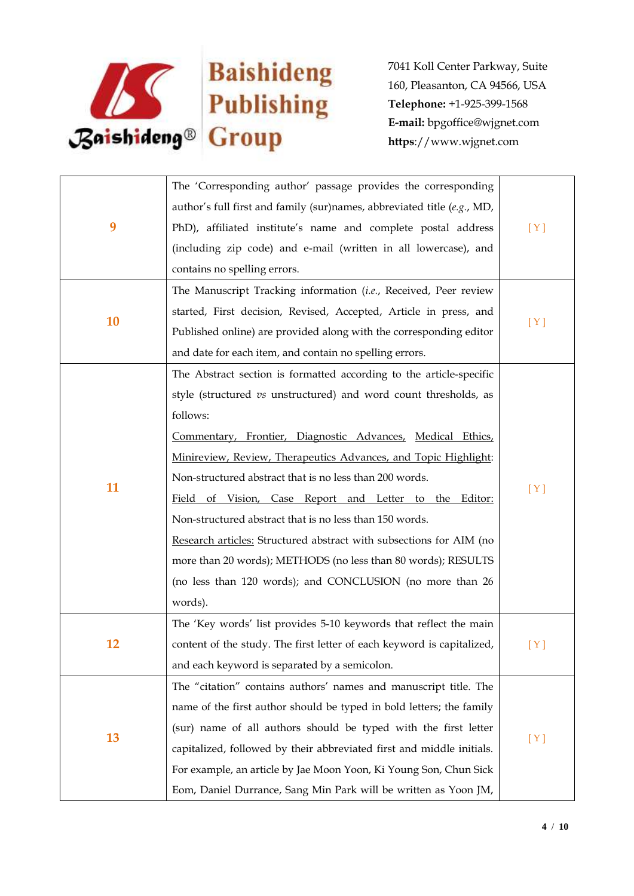| | | |
|---|---|---|
| 9 | The 'Corresponding author' passage provides the corresponding author's full first and family (sur)names, abbreviated title (*e.g.*, MD, PhD), affiliated institute's name and complete postal address (including zip code) and e-mail (written in all lowercase), and contains no spelling errors. | [ Y ] |
| 10 | The Manuscript Tracking information (*i.e.*, Received, Peer review started, First decision, Revised, Accepted, Article in press, and Published online) are provided along with the corresponding editor and date for each item, and contain no spelling errors. | [ Y ] |
| 11 | The Abstract section is formatted according to the article-specific style (structured *vs* unstructured) and word count thresholds, as follows: <br> <u>Commentary, Frontier, Diagnostic Advances, Medical Ethics, Minireview, Review, Therapeutics Advances, and Topic Highlight</u>: Non-structured abstract that is no less than 200 words. <br> <u>Field of Vision, Case Report and Letter to the Editor:</u> Non-structured abstract that is no less than 150 words. <br> <u>Research articles:</u> Structured abstract with subsections for AIM (no more than 20 words); METHODS (no less than 80 words); RESULTS (no less than 120 words); and CONCLUSION (no more than 26 words). | [ Y ] |
| 12 | The 'Key words' list provides 5-10 keywords that reflect the main content of the study. The first letter of each keyword is capitalized, and each keyword is separated by a semicolon. | [ Y ] |
| 13 | The "citation" contains authors' names and manuscript title. The name of the first author should be typed in bold letters; the family (sur) name of all authors should be typed with the first letter capitalized, followed by their abbreviated first and middle initials. For example, an article by Jae Moon Yoon, Ki Young Son, Chun Sick Eom, Daniel Durrance, Sang Min Park will be written as Yoon JM, | [ Y ] |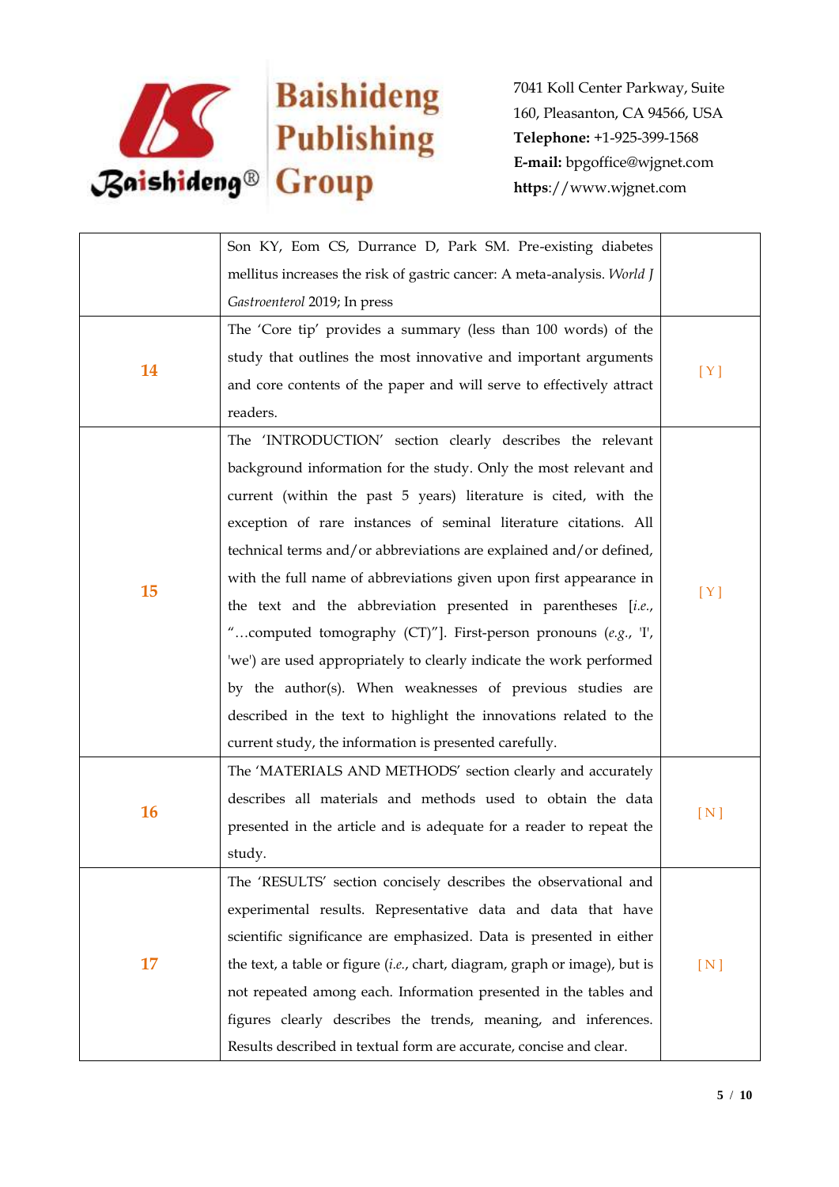|  |  |  |
|---|---|---|
|  | Son KY, Eom CS, Durrance D, Park SM. Pre-existing diabetes mellitus increases the risk of gastric cancer: A meta-analysis. *World J Gastroenterol* 2019; In press |  |
| 14 | The 'Core tip' provides a summary (less than 100 words) of the study that outlines the most innovative and important arguments and core contents of the paper and will serve to effectively attract readers. | [ Y ] |
| 15 | The 'INTRODUCTION' section clearly describes the relevant background information for the study. Only the most relevant and current (within the past 5 years) literature is cited, with the exception of rare instances of seminal literature citations. All technical terms and/or abbreviations are explained and/or defined, with the full name of abbreviations given upon first appearance in the text and the abbreviation presented in parentheses [*i.e.*, "…computed tomography (CT)"]. First-person pronouns (*e.g.*, 'I', 'we') are used appropriately to clearly indicate the work performed by the author(s). When weaknesses of previous studies are described in the text to highlight the innovations related to the current study, the information is presented carefully. | [ Y ] |
| 16 | The 'MATERIALS AND METHODS' section clearly and accurately describes all materials and methods used to obtain the data presented in the article and is adequate for a reader to repeat the study. | [ N ] |
| 17 | The 'RESULTS' section concisely describes the observational and experimental results. Representative data and data that have scientific significance are emphasized. Data is presented in either the text, a table or figure (*i.e.*, chart, diagram, graph or image), but is not repeated among each. Information presented in the tables and figures clearly describes the trends, meaning, and inferences. Results described in textual form are accurate, concise and clear. | [ N ] |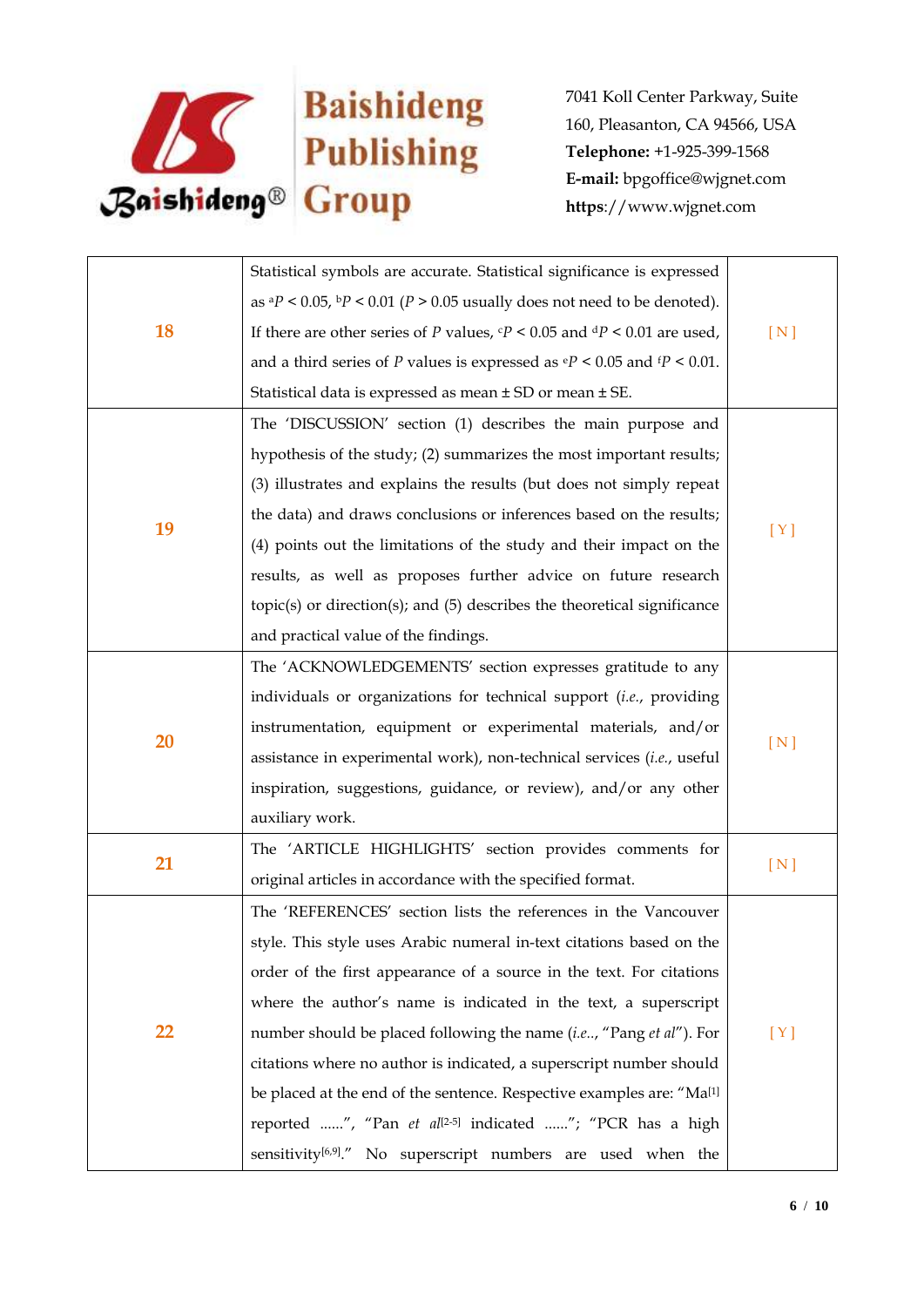| | | |
|---|---|---|
| 18 | Statistical symbols are accurate. Statistical significance is expressed as $^aP < 0.05$, $^bP < 0.01$ ($P > 0.05$ usually does not need to be denoted). If there are other series of $P$ values, $^cP < 0.05$ and $^dP < 0.01$ are used, and a third series of $P$ values is expressed as $^eP < 0.05$ and $^fP < 0.01$. Statistical data is expressed as mean ± SD or mean ± SE. | [ N ] |
| 19 | The 'DISCUSSION' section (1) describes the main purpose and hypothesis of the study; (2) summarizes the most important results; (3) illustrates and explains the results (but does not simply repeat the data) and draws conclusions or inferences based on the results; (4) points out the limitations of the study and their impact on the results, as well as proposes further advice on future research topic(s) or direction(s); and (5) describes the theoretical significance and practical value of the findings. | [ Y ] |
| 20 | The 'ACKNOWLEDGEMENTS' section expresses gratitude to any individuals or organizations for technical support (*i.e.*, providing instrumentation, equipment or experimental materials, and/or assistance in experimental work), non-technical services (*i.e.*, useful inspiration, suggestions, guidance, or review), and/or any other auxiliary work. | [ N ] |
| 21 | The 'ARTICLE HIGHLIGHTS' section provides comments for original articles in accordance with the specified format. | [ N ] |
| 22 | The 'REFERENCES' section lists the references in the Vancouver style. This style uses Arabic numeral in-text citations based on the order of the first appearance of a source in the text. For citations where the author's name is indicated in the text, a superscript number should be placed following the name (*i.e.*, "Pang *et al*"). For citations where no author is indicated, a superscript number should be placed at the end of the sentence. Respective examples are: "Ma[1] reported ......", "Pan *et al*[2-5] indicated ......"; "PCR has a high sensitivity[6,9]." No superscript numbers are used when the | [ Y ] |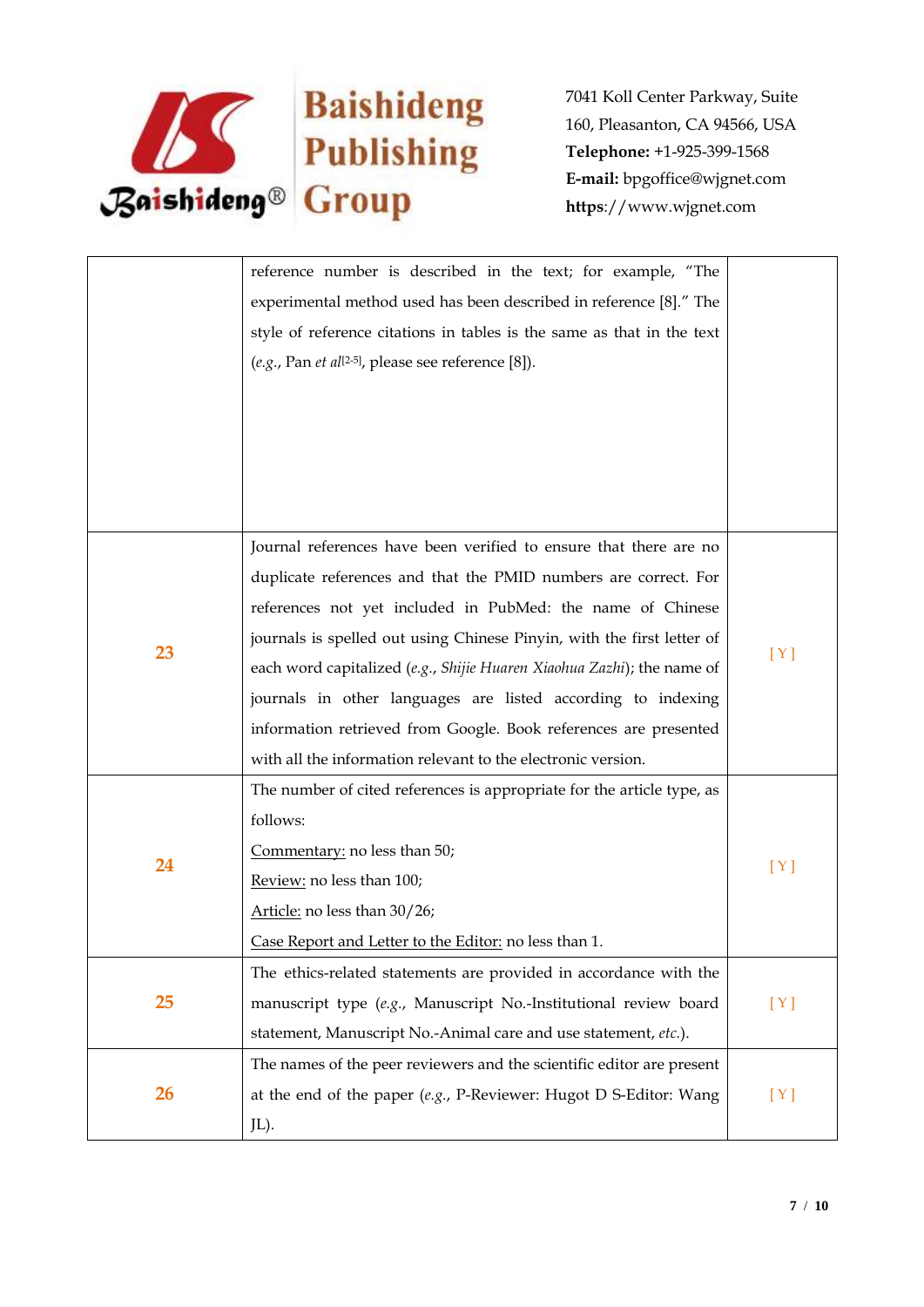| | | |
|---|---|---|
| | reference number is described in the text; for example, "The experimental method used has been described in reference [8]." The style of reference citations in tables is the same as that in the text (*e.g.*, Pan *et al*[2-5], please see reference [8]). | |
| 23 | Journal references have been verified to ensure that there are no duplicate references and that the PMID numbers are correct. For references not yet included in PubMed: the name of Chinese journals is spelled out using Chinese Pinyin, with the first letter of each word capitalized (*e.g.*, *Shijie Huaren Xiaohua Zazhi*); the name of journals in other languages are listed according to indexing information retrieved from Google. Book references are presented with all the information relevant to the electronic version. | [ Y ] |
| 24 | The number of cited references is appropriate for the article type, as follows:<br>Commentary: no less than 50;<br>Review: no less than 100;<br>Article: no less than 30/26;<br>Case Report and Letter to the Editor: no less than 1. | [ Y ] |
| 25 | The ethics-related statements are provided in accordance with the manuscript type (*e.g.*, Manuscript No.-Institutional review board statement, Manuscript No.-Animal care and use statement, *etc.*). | [ Y ] |
| 26 | The names of the peer reviewers and the scientific editor are present at the end of the paper (*e.g.*, P-Reviewer: Hugot D S-Editor: Wang JL). | [ Y ] |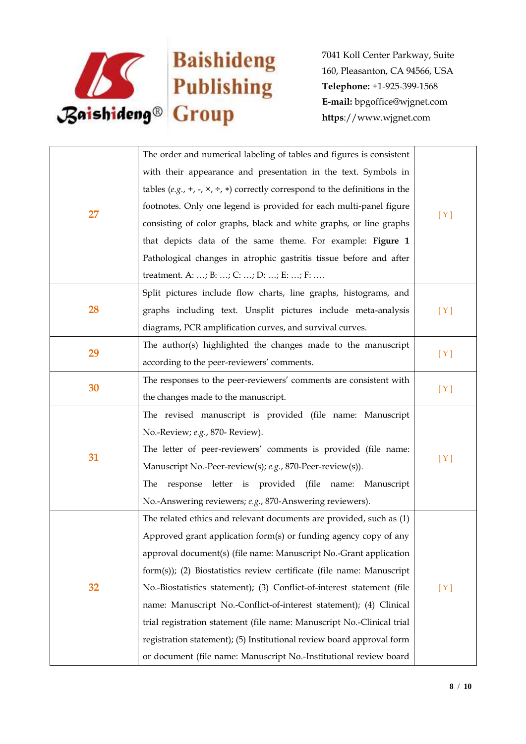| | | |
|---|---|---|
| 27 | The order and numerical labeling of tables and figures is consistent with their appearance and presentation in the text. Symbols in tables (*e.g.*, +, -, ×, ÷, *) correctly correspond to the definitions in the footnotes. Only one legend is provided for each multi-panel figure consisting of color graphs, black and white graphs, or line graphs that depicts data of the same theme. For example: **Figure 1** Pathological changes in atrophic gastritis tissue before and after treatment. A: …; B: …; C: …; D: …; E: …; F: …. | [ Y ] |
| 28 | Split pictures include flow charts, line graphs, histograms, and graphs including text. Unsplit pictures include meta-analysis diagrams, PCR amplification curves, and survival curves. | [ Y ] |
| 29 | The author(s) highlighted the changes made to the manuscript according to the peer-reviewers' comments. | [ Y ] |
| 30 | The responses to the peer-reviewers' comments are consistent with the changes made to the manuscript. | [ Y ] |
| 31 | The revised manuscript is provided (file name: Manuscript No.-Review; *e.g.*, 870- Review).<br>The letter of peer-reviewers' comments is provided (file name: Manuscript No.-Peer-review(s); *e.g.*, 870-Peer-review(s)).<br>The response letter is provided (file name: Manuscript No.-Answering reviewers; *e.g.*, 870-Answering reviewers). | [ Y ] |
| 32 | The related ethics and relevant documents are provided, such as (1) Approved grant application form(s) or funding agency copy of any approval document(s) (file name: Manuscript No.-Grant application form(s)); (2) Biostatistics review certificate (file name: Manuscript No.-Biostatistics statement); (3) Conflict-of-interest statement (file name: Manuscript No.-Conflict-of-interest statement); (4) Clinical trial registration statement (file name: Manuscript No.-Clinical trial registration statement); (5) Institutional review board approval form or document (file name: Manuscript No.-Institutional review board | [ Y ] |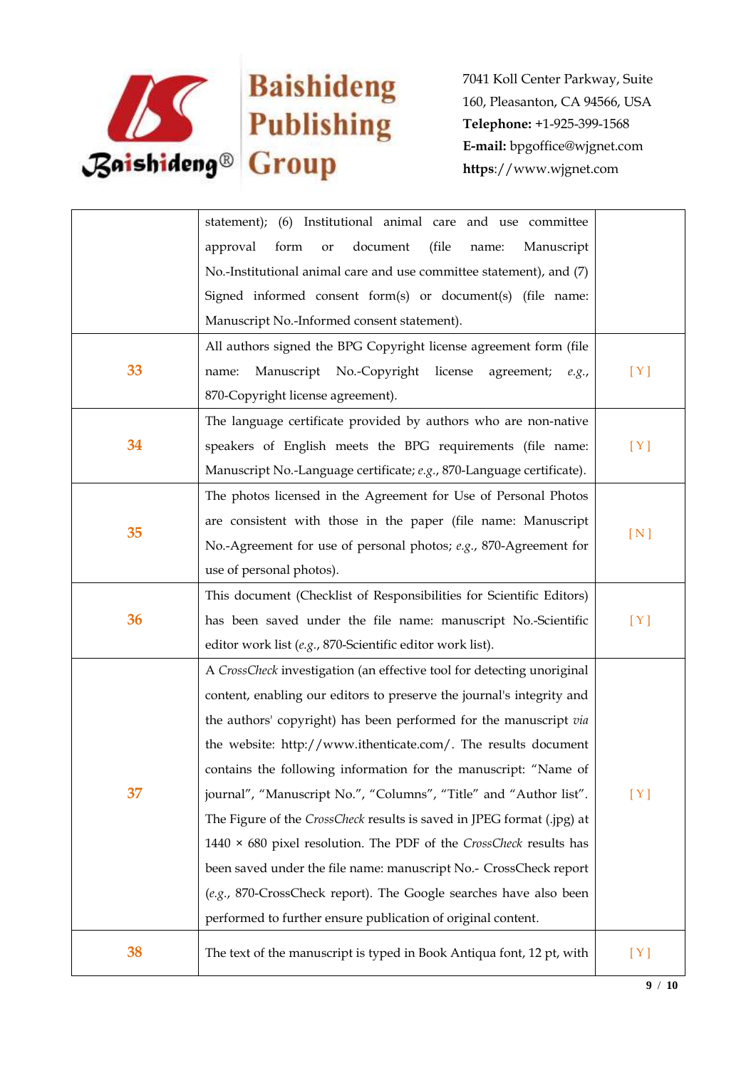| | | |
|---|---|---|
| | statement); (6) Institutional animal care and use committee approval form or document (file name: Manuscript No.-Institutional animal care and use committee statement), and (7) Signed informed consent form(s) or document(s) (file name: Manuscript No.-Informed consent statement). | |
| 33 | All authors signed the BPG Copyright license agreement form (file name: Manuscript No.-Copyright license agreement; *e.g.*, 870-Copyright license agreement). | [ Y ] |
| 34 | The language certificate provided by authors who are non-native speakers of English meets the BPG requirements (file name: Manuscript No.-Language certificate; *e.g.*, 870-Language certificate). | [ Y ] |
| 35 | The photos licensed in the Agreement for Use of Personal Photos are consistent with those in the paper (file name: Manuscript No.-Agreement for use of personal photos; *e.g.*, 870-Agreement for use of personal photos). | [ N ] |
| 36 | This document (Checklist of Responsibilities for Scientific Editors) has been saved under the file name: manuscript No.-Scientific editor work list (*e.g.*, 870-Scientific editor work list). | [ Y ] |
| 37 | A *CrossCheck* investigation (an effective tool for detecting unoriginal content, enabling our editors to preserve the journal's integrity and the authors' copyright) has been performed for the manuscript *via* the website: http://www.ithenticate.com/. The results document contains the following information for the manuscript: "Name of journal", "Manuscript No.", "Columns", "Title" and "Author list". The Figure of the *CrossCheck* results is saved in JPEG format (.jpg) at 1440 × 680 pixel resolution. The PDF of the *CrossCheck* results has been saved under the file name: manuscript No.- CrossCheck report (*e.g.*, 870-CrossCheck report). The Google searches have also been performed to further ensure publication of original content. | [ Y ] |
| 38 | The text of the manuscript is typed in Book Antiqua font, 12 pt, with | [ Y ] |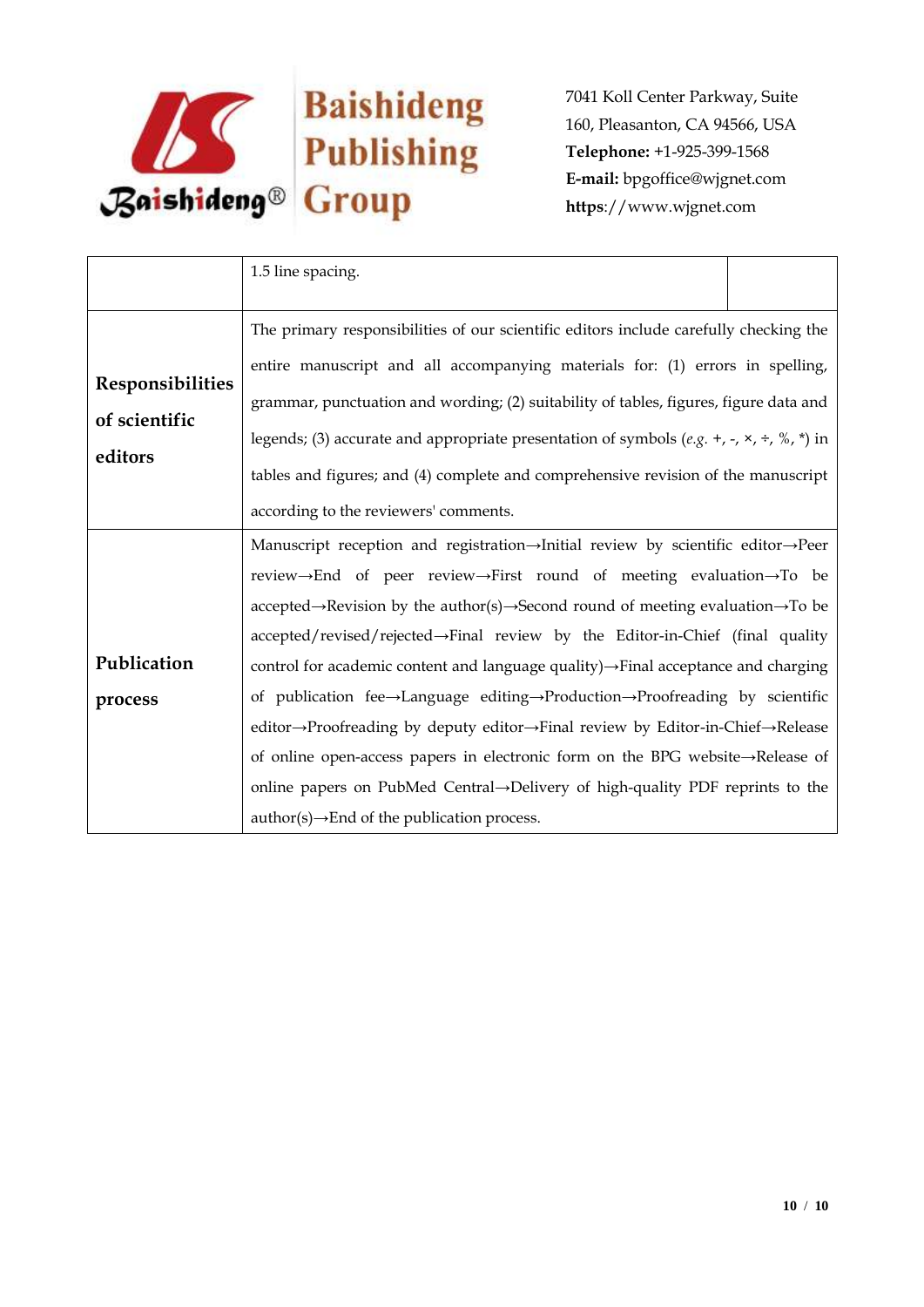| | | |
|---|---|---|
| | 1.5 line spacing. | |
| **Responsibilities of scientific editors** | The primary responsibilities of our scientific editors include carefully checking the entire manuscript and all accompanying materials for: (1) errors in spelling, grammar, punctuation and wording; (2) suitability of tables, figures, figure data and legends; (3) accurate and appropriate presentation of symbols (*e.g.* +, -, ×, ÷, %, *) in tables and figures; and (4) complete and comprehensive revision of the manuscript according to the reviewers' comments. | |
| **Publication process** | Manuscript reception and registration→Initial review by scientific editor→Peer review→End of peer review→First round of meeting evaluation→To be accepted→Revision by the author(s)→Second round of meeting evaluation→To be accepted/revised/rejected→Final review by the Editor-in-Chief (final quality control for academic content and language quality)→Final acceptance and charging of publication fee→Language editing→Production→Proofreading by scientific editor→Proofreading by deputy editor→Final review by Editor-in-Chief→Release of online open-access papers in electronic form on the BPG website→Release of online papers on PubMed Central→Delivery of high-quality PDF reprints to the author(s)→End of the publication process. | |